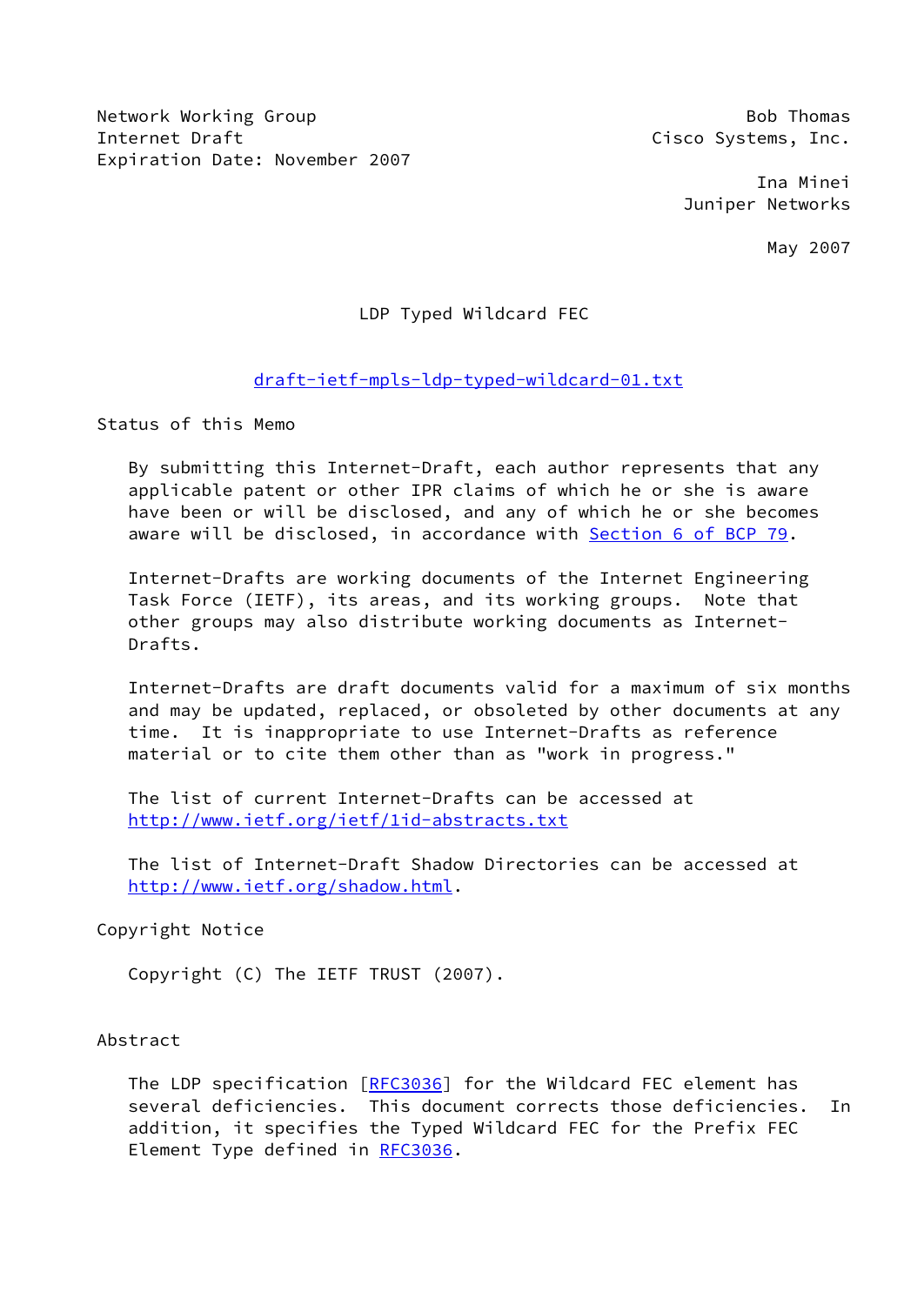Network Working Group                                         Bob Thomas
Internet Draft                                       Cisco Systems, Inc.
Expiration Date: November 2007

Ina Minei
Juniper Networks

May 2007

# LDP Typed Wildcard FEC

draft-ietf-mpls-ldp-typed-wildcard-01.txt

## Status of this Memo

By submitting this Internet-Draft, each author represents that any applicable patent or other IPR claims of which he or she is aware have been or will be disclosed, and any of which he or she becomes aware will be disclosed, in accordance with Section 6 of BCP 79.

Internet-Drafts are working documents of the Internet Engineering Task Force (IETF), its areas, and its working groups. Note that other groups may also distribute working documents as Internet-Drafts.

Internet-Drafts are draft documents valid for a maximum of six months and may be updated, replaced, or obsoleted by other documents at any time. It is inappropriate to use Internet-Drafts as reference material or to cite them other than as "work in progress."

The list of current Internet-Drafts can be accessed at http://www.ietf.org/ietf/1id-abstracts.txt

The list of Internet-Draft Shadow Directories can be accessed at http://www.ietf.org/shadow.html.

## Copyright Notice

Copyright (C) The IETF TRUST (2007).

## Abstract

The LDP specification [RFC3036] for the Wildcard FEC element has several deficiencies. This document corrects those deficiencies. In addition, it specifies the Typed Wildcard FEC for the Prefix FEC Element Type defined in RFC3036.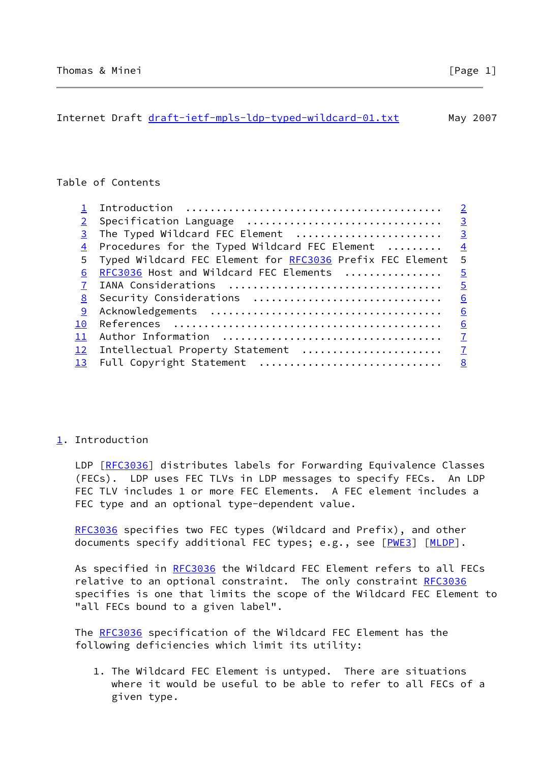Table of Contents

| | | |
|---|---|---|
| 1 | Introduction | 2 |
| 2 | Specification Language | 3 |
| 3 | The Typed Wildcard FEC Element | 3 |
| 4 | Procedures for the Typed Wildcard FEC Element | 4 |
| 5 | Typed Wildcard FEC Element for RFC3036 Prefix FEC Element | 5 |
| 6 | RFC3036 Host and Wildcard FEC Elements | 5 |
| 7 | IANA Considerations | 5 |
| 8 | Security Considerations | 6 |
| 9 | Acknowledgements | 6 |
| 10 | References | 6 |
| 11 | Author Information | 7 |
| 12 | Intellectual Property Statement | 7 |
| 13 | Full Copyright Statement | 8 |

## 1. Introduction

LDP [RFC3036] distributes labels for Forwarding Equivalence Classes (FECs). LDP uses FEC TLVs in LDP messages to specify FECs. An LDP FEC TLV includes 1 or more FEC Elements. A FEC element includes a FEC type and an optional type-dependent value.

RFC3036 specifies two FEC types (Wildcard and Prefix), and other documents specify additional FEC types; e.g., see [PWE3] [MLDP].

As specified in RFC3036 the Wildcard FEC Element refers to all FECs relative to an optional constraint. The only constraint RFC3036 specifies is one that limits the scope of the Wildcard FEC Element to "all FECs bound to a given label".

The RFC3036 specification of the Wildcard FEC Element has the following deficiencies which limit its utility:

1. The Wildcard FEC Element is untyped. There are situations where it would be useful to be able to refer to all FECs of a given type.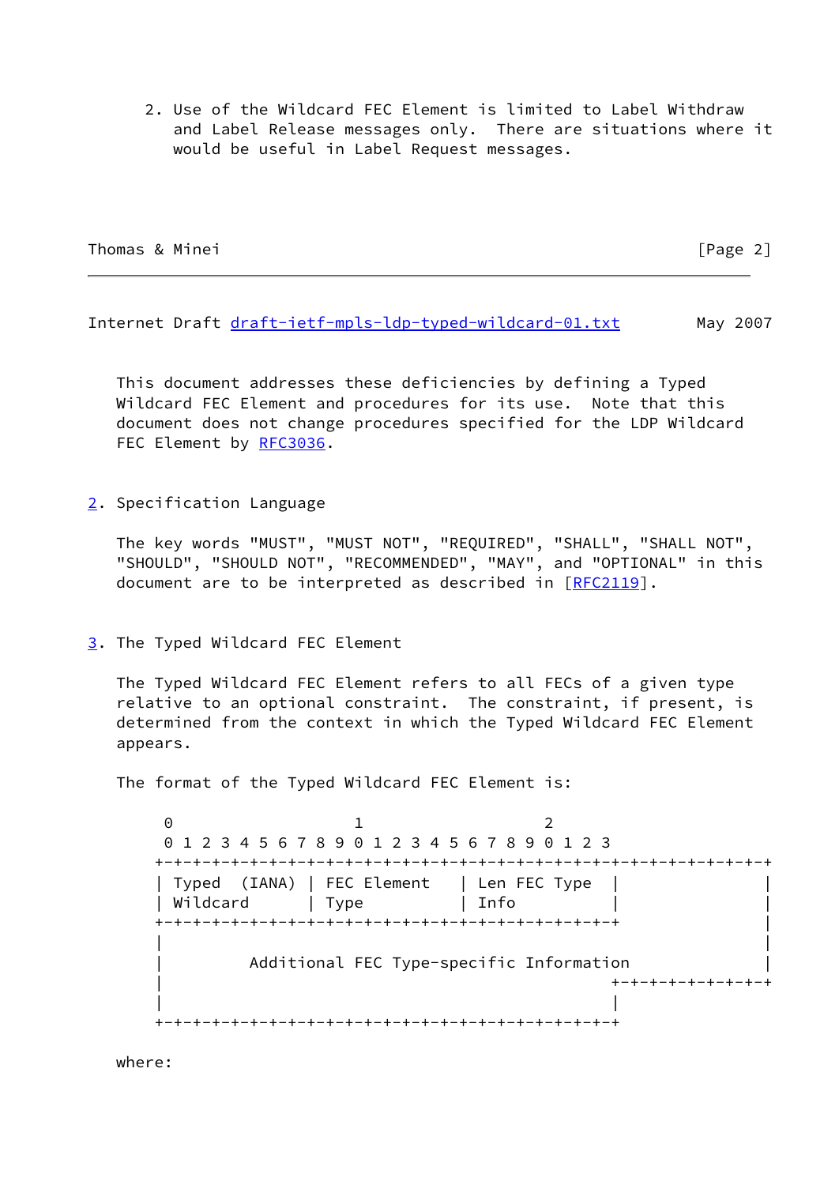2. Use of the Wildcard FEC Element is limited to Label Withdraw and Label Release messages only. There are situations where it would be useful in Label Request messages.

This document addresses these deficiencies by defining a Typed Wildcard FEC Element and procedures for its use. Note that this document does not change procedures specified for the LDP Wildcard FEC Element by RFC3036.

## 2. Specification Language

The key words "MUST", "MUST NOT", "REQUIRED", "SHALL", "SHALL NOT", "SHOULD", "SHOULD NOT", "RECOMMENDED", "MAY", and "OPTIONAL" in this document are to be interpreted as described in [RFC2119].

## 3. The Typed Wildcard FEC Element

The Typed Wildcard FEC Element refers to all FECs of a given type relative to an optional constraint. The constraint, if present, is determined from the context in which the Typed Wildcard FEC Element appears.

The format of the Typed Wildcard FEC Element is:

```
 0                   1                   2
 0 1 2 3 4 5 6 7 8 9 0 1 2 3 4 5 6 7 8 9 0 1 2 3
+-+-+-+-+-+-+-+-+-+-+-+-+-+-+-+-+-+-+-+-+-+-+-+-+-+-+-+-+-+-+-+-+
| Typed  (IANA) | FEC Element   | Len FEC Type  |               |
| Wildcard      | Type          | Info          |               |
+-+-+-+-+-+-+-+-+-+-+-+-+-+-+-+-+-+-+-+-+-+-+-+-+               |
|                                                               |
|         Additional FEC Type-specific Information              |
|                                               +-+-+-+-+-+-+-+-+
|                                               |
+-+-+-+-+-+-+-+-+-+-+-+-+-+-+-+-+-+-+-+-+-+-+-+-+
```

where: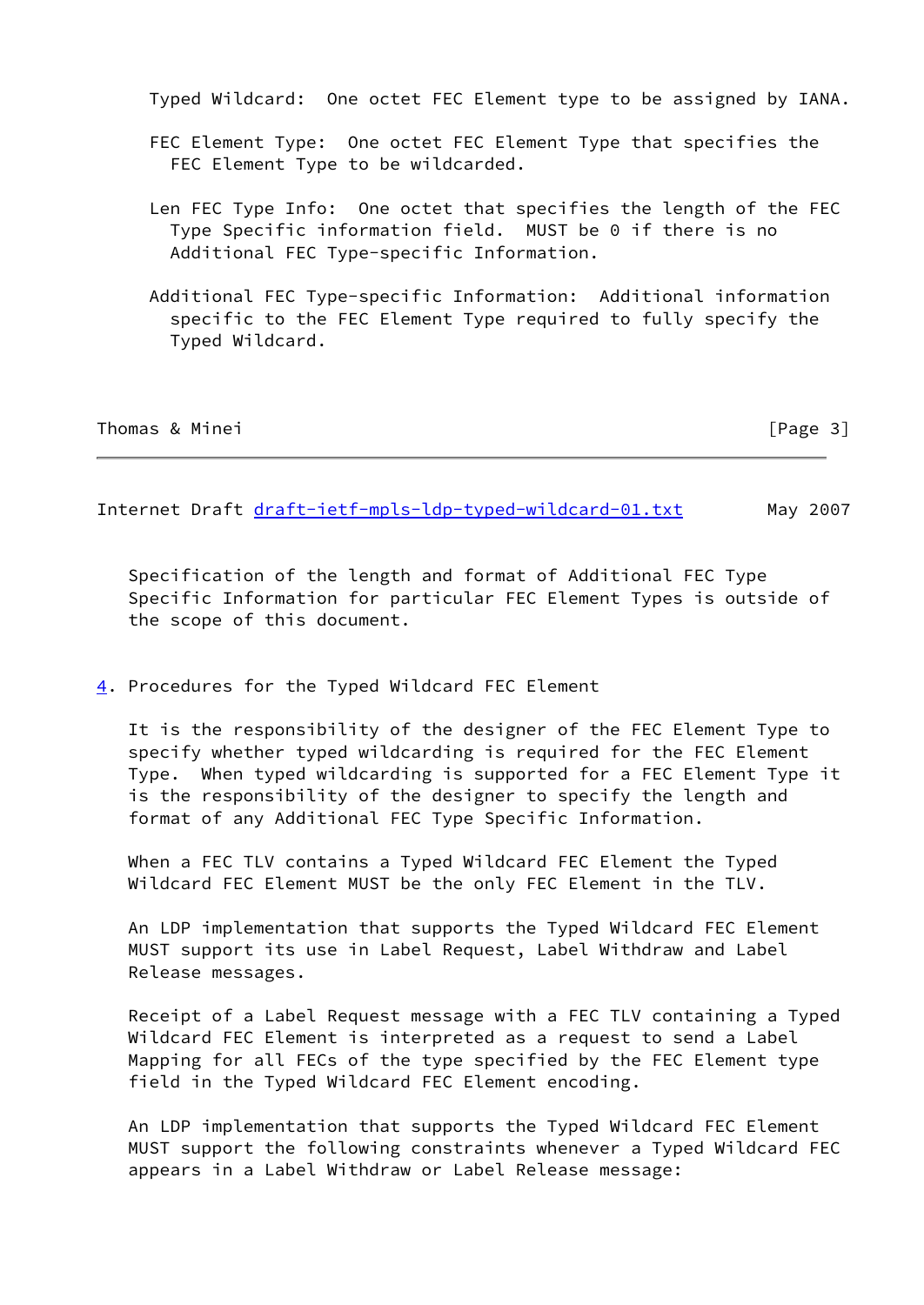Typed Wildcard: One octet FEC Element type to be assigned by IANA.

FEC Element Type: One octet FEC Element Type that specifies the FEC Element Type to be wildcarded.

Len FEC Type Info: One octet that specifies the length of the FEC Type Specific information field. MUST be 0 if there is no Additional FEC Type-specific Information.

Additional FEC Type-specific Information: Additional information specific to the FEC Element Type required to fully specify the Typed Wildcard.

Specification of the length and format of Additional FEC Type Specific Information for particular FEC Element Types is outside of the scope of this document.

## 4. Procedures for the Typed Wildcard FEC Element

It is the responsibility of the designer of the FEC Element Type to specify whether typed wildcarding is required for the FEC Element Type. When typed wildcarding is supported for a FEC Element Type it is the responsibility of the designer to specify the length and format of any Additional FEC Type Specific Information.

When a FEC TLV contains a Typed Wildcard FEC Element the Typed Wildcard FEC Element MUST be the only FEC Element in the TLV.

An LDP implementation that supports the Typed Wildcard FEC Element MUST support its use in Label Request, Label Withdraw and Label Release messages.

Receipt of a Label Request message with a FEC TLV containing a Typed Wildcard FEC Element is interpreted as a request to send a Label Mapping for all FECs of the type specified by the FEC Element type field in the Typed Wildcard FEC Element encoding.

An LDP implementation that supports the Typed Wildcard FEC Element MUST support the following constraints whenever a Typed Wildcard FEC appears in a Label Withdraw or Label Release message: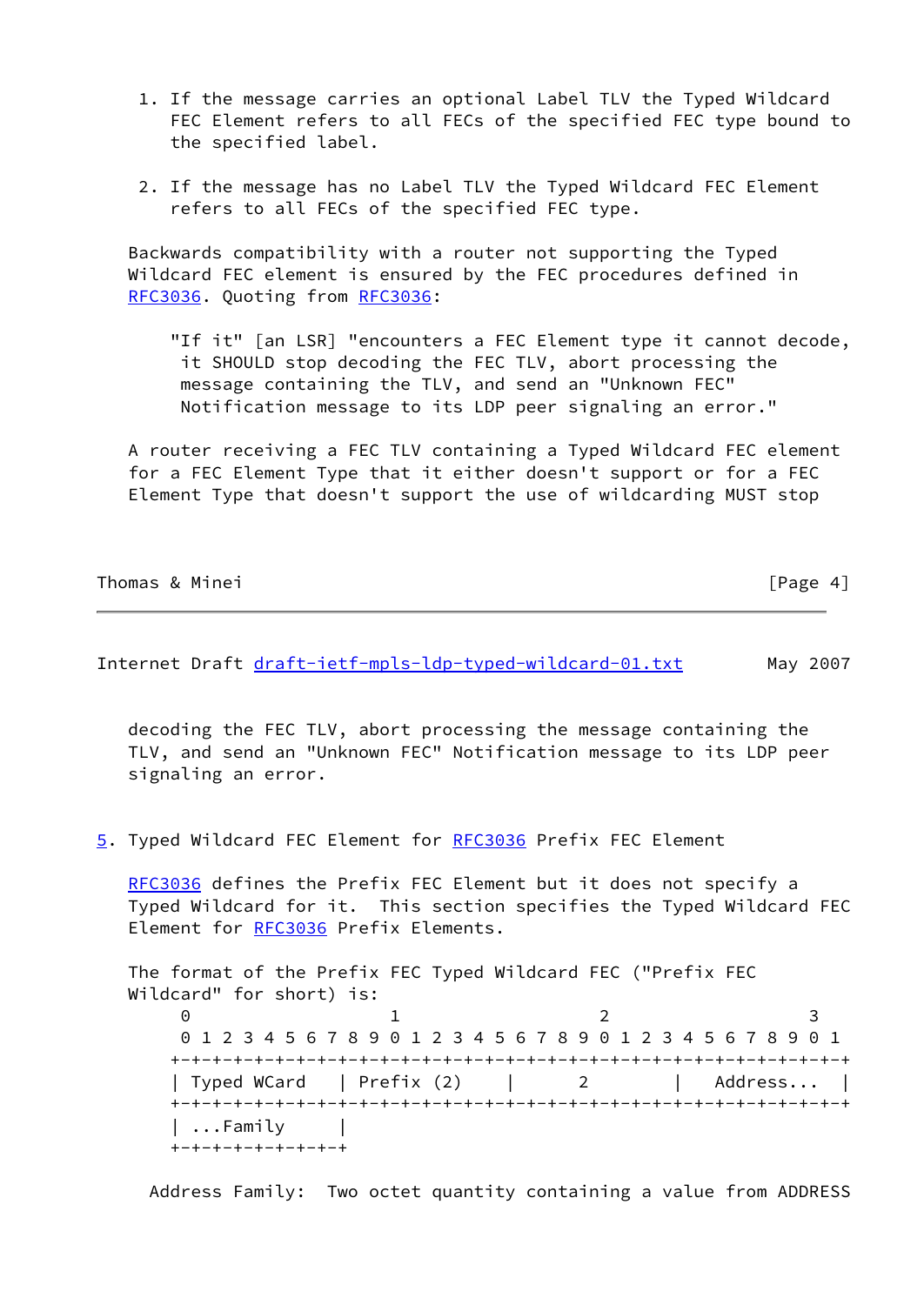1. If the message carries an optional Label TLV the Typed Wildcard FEC Element refers to all FECs of the specified FEC type bound to the specified label.

2. If the message has no Label TLV the Typed Wildcard FEC Element refers to all FECs of the specified FEC type.

Backwards compatibility with a router not supporting the Typed Wildcard FEC element is ensured by the FEC procedures defined in RFC3036. Quoting from RFC3036:

> "If it" [an LSR] "encounters a FEC Element type it cannot decode, it SHOULD stop decoding the FEC TLV, abort processing the message containing the TLV, and send an "Unknown FEC" Notification message to its LDP peer signaling an error."

A router receiving a FEC TLV containing a Typed Wildcard FEC element for a FEC Element Type that it either doesn't support or for a FEC Element Type that doesn't support the use of wildcarding MUST stop decoding the FEC TLV, abort processing the message containing the TLV, and send an "Unknown FEC" Notification message to its LDP peer signaling an error.

## 5. Typed Wildcard FEC Element for RFC3036 Prefix FEC Element

RFC3036 defines the Prefix FEC Element but it does not specify a Typed Wildcard for it. This section specifies the Typed Wildcard FEC Element for RFC3036 Prefix Elements.

The format of the Prefix FEC Typed Wildcard FEC ("Prefix FEC Wildcard" for short) is:

```
 0                   1                   2                   3
 0 1 2 3 4 5 6 7 8 9 0 1 2 3 4 5 6 7 8 9 0 1 2 3 4 5 6 7 8 9 0 1
+-+-+-+-+-+-+-+-+-+-+-+-+-+-+-+-+-+-+-+-+-+-+-+-+-+-+-+-+-+-+-+-+
| Typed WCard   | Prefix (2)    |      2        |  Address...   |
+-+-+-+-+-+-+-+-+-+-+-+-+-+-+-+-+-+-+-+-+-+-+-+-+-+-+-+-+-+-+-+-+
| ...Family     |
+-+-+-+-+-+-+-+-+
```

Address Family: Two octet quantity containing a value from ADDRESS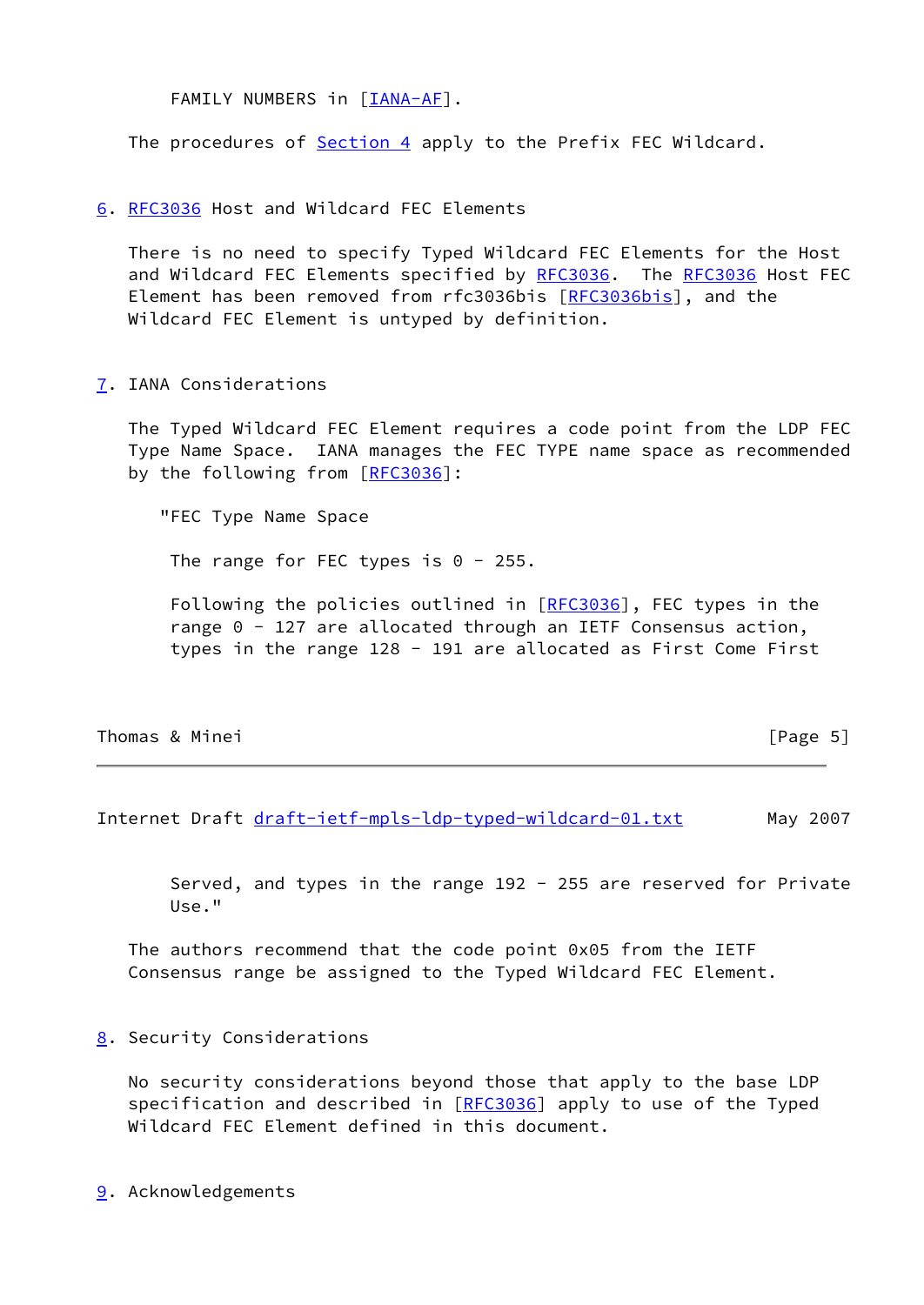FAMILY NUMBERS in [IANA-AF].

The procedures of Section 4 apply to the Prefix FEC Wildcard.

## 6. RFC3036 Host and Wildcard FEC Elements

There is no need to specify Typed Wildcard FEC Elements for the Host and Wildcard FEC Elements specified by RFC3036. The RFC3036 Host FEC Element has been removed from rfc3036bis [RFC3036bis], and the Wildcard FEC Element is untyped by definition.

## 7. IANA Considerations

The Typed Wildcard FEC Element requires a code point from the LDP FEC Type Name Space. IANA manages the FEC TYPE name space as recommended by the following from [RFC3036]:

> "FEC Type Name Space
>
> The range for FEC types is 0 - 255.
>
> Following the policies outlined in [RFC3036], FEC types in the range 0 - 127 are allocated through an IETF Consensus action, types in the range 128 - 191 are allocated as First Come First Served, and types in the range 192 - 255 are reserved for Private Use."

The authors recommend that the code point 0x05 from the IETF Consensus range be assigned to the Typed Wildcard FEC Element.

## 8. Security Considerations

No security considerations beyond those that apply to the base LDP specification and described in [RFC3036] apply to use of the Typed Wildcard FEC Element defined in this document.

## 9. Acknowledgements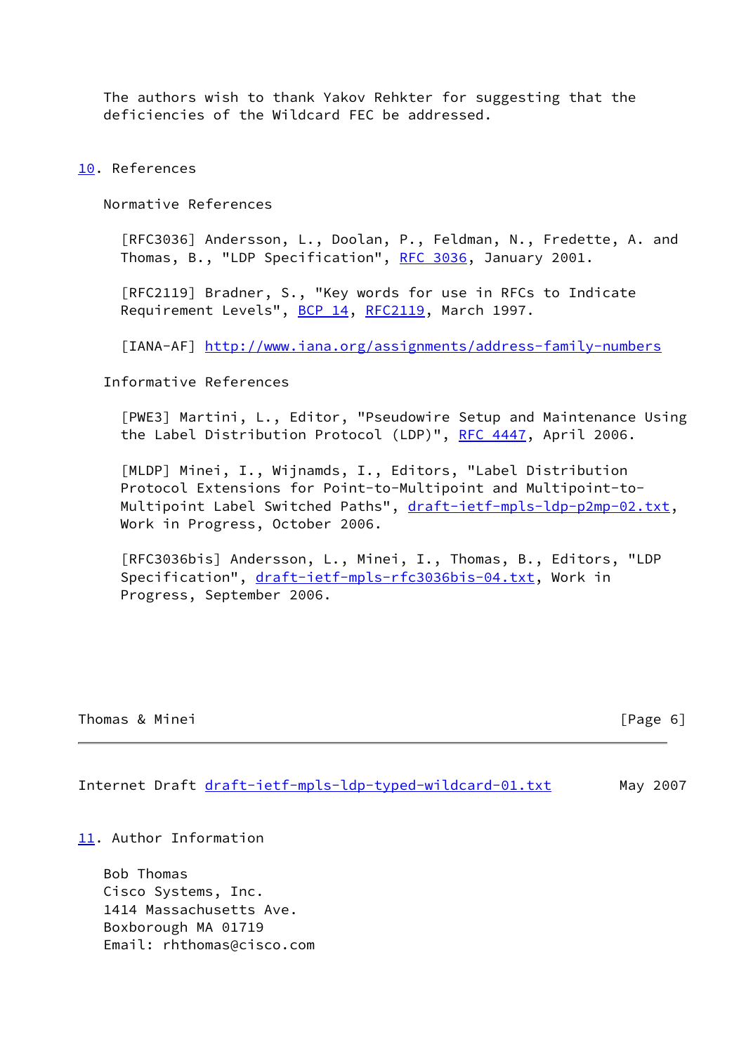The authors wish to thank Yakov Rehkter for suggesting that the deficiencies of the Wildcard FEC be addressed.

## 10. References

### Normative References

[RFC3036] Andersson, L., Doolan, P., Feldman, N., Fredette, A. and Thomas, B., "LDP Specification", RFC 3036, January 2001.

[RFC2119] Bradner, S., "Key words for use in RFCs to Indicate Requirement Levels", BCP 14, RFC2119, March 1997.

[IANA-AF] http://www.iana.org/assignments/address-family-numbers

### Informative References

[PWE3] Martini, L., Editor, "Pseudowire Setup and Maintenance Using the Label Distribution Protocol (LDP)", RFC 4447, April 2006.

[MLDP] Minei, I., Wijnamds, I., Editors, "Label Distribution Protocol Extensions for Point-to-Multipoint and Multipoint-to-Multipoint Label Switched Paths", draft-ietf-mpls-ldp-p2mp-02.txt, Work in Progress, October 2006.

[RFC3036bis] Andersson, L., Minei, I., Thomas, B., Editors, "LDP Specification", draft-ietf-mpls-rfc3036bis-04.txt, Work in Progress, September 2006.

## 11. Author Information

Bob Thomas
Cisco Systems, Inc.
1414 Massachusetts Ave.
Boxborough MA 01719
Email: rhthomas@cisco.com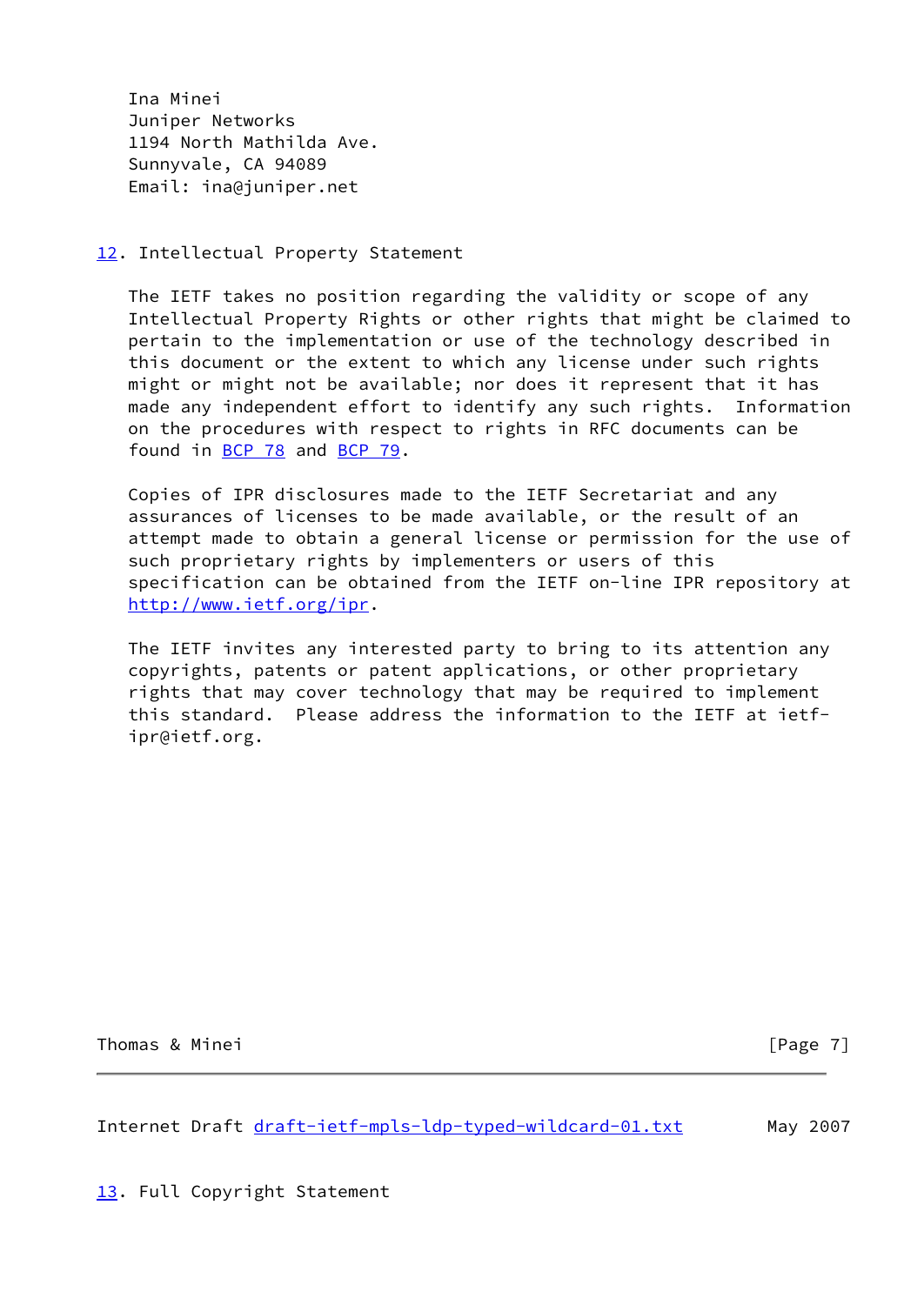Ina Minei
Juniper Networks
1194 North Mathilda Ave.
Sunnyvale, CA 94089
Email: ina@juniper.net

## 12. Intellectual Property Statement

The IETF takes no position regarding the validity or scope of any Intellectual Property Rights or other rights that might be claimed to pertain to the implementation or use of the technology described in this document or the extent to which any license under such rights might or might not be available; nor does it represent that it has made any independent effort to identify any such rights. Information on the procedures with respect to rights in RFC documents can be found in BCP 78 and BCP 79.

Copies of IPR disclosures made to the IETF Secretariat and any assurances of licenses to be made available, or the result of an attempt made to obtain a general license or permission for the use of such proprietary rights by implementers or users of this specification can be obtained from the IETF on-line IPR repository at http://www.ietf.org/ipr.

The IETF invites any interested party to bring to its attention any copyrights, patents or patent applications, or other proprietary rights that may cover technology that may be required to implement this standard. Please address the information to the IETF at ietf-ipr@ietf.org.

## 13. Full Copyright Statement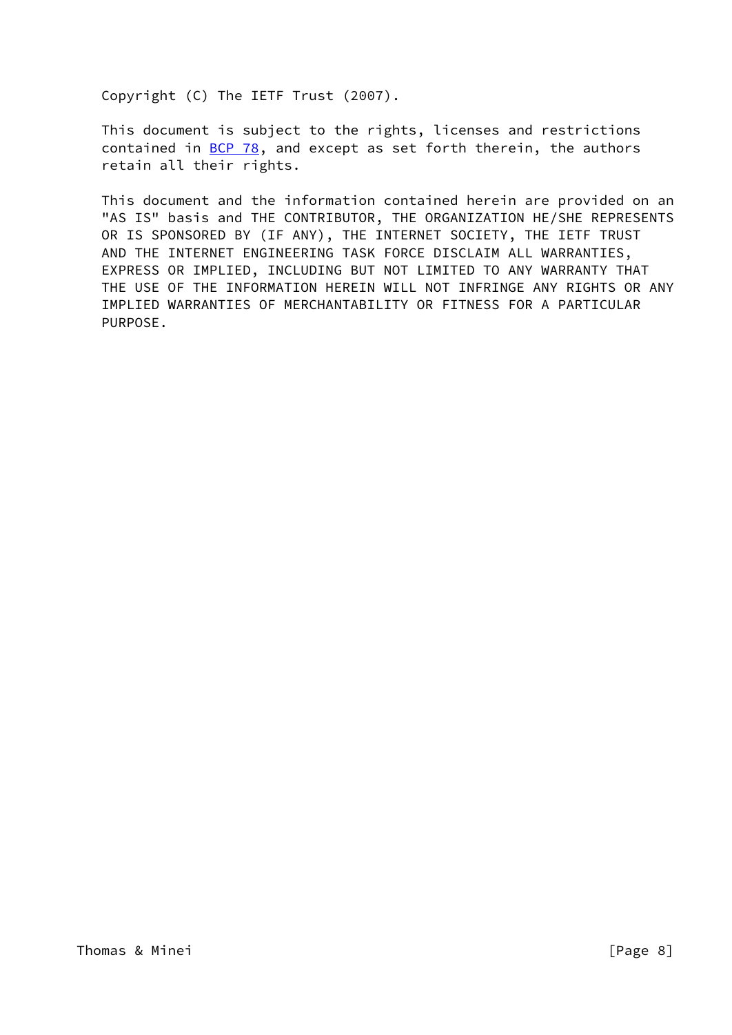Copyright (C) The IETF Trust (2007).

This document is subject to the rights, licenses and restrictions contained in BCP 78, and except as set forth therein, the authors retain all their rights.

This document and the information contained herein are provided on an "AS IS" basis and THE CONTRIBUTOR, THE ORGANIZATION HE/SHE REPRESENTS OR IS SPONSORED BY (IF ANY), THE INTERNET SOCIETY, THE IETF TRUST AND THE INTERNET ENGINEERING TASK FORCE DISCLAIM ALL WARRANTIES, EXPRESS OR IMPLIED, INCLUDING BUT NOT LIMITED TO ANY WARRANTY THAT THE USE OF THE INFORMATION HEREIN WILL NOT INFRINGE ANY RIGHTS OR ANY IMPLIED WARRANTIES OF MERCHANTABILITY OR FITNESS FOR A PARTICULAR PURPOSE.